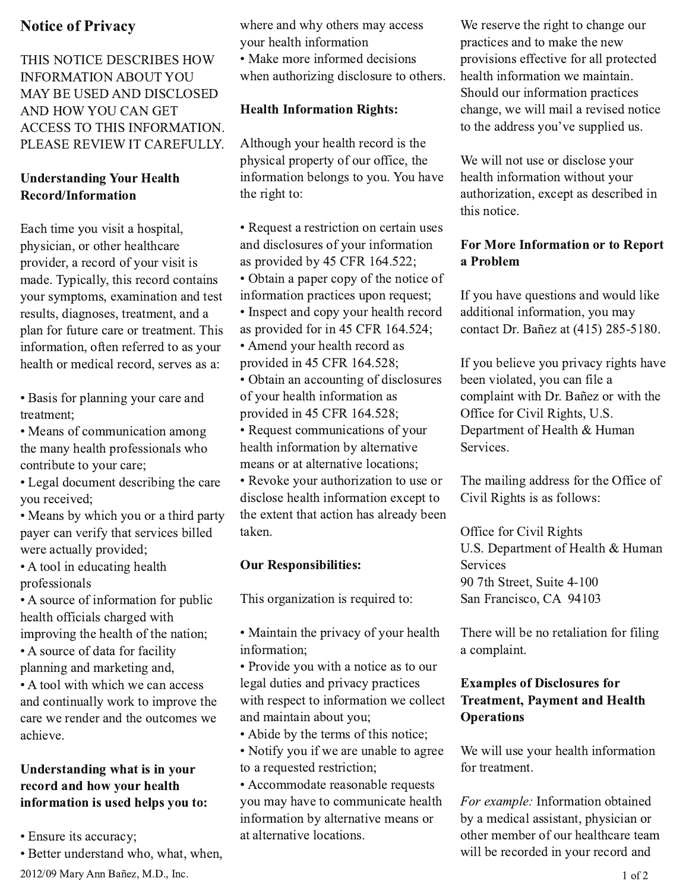# Notice of Privacy

THIS NOTICE DESCRIBES HOW INFORMATION ABOUT YOU MAY BE USED AND DISCLOSED AND HOW YOU CAN GET ACCESS TO THIS INFORMATION. PLEASE REVIEW IT CAREFULLY.

**Understanding Your Health Record/Information**

Each time you visit a hospital, physician, or other healthcare provider, a record of your visit is made. Typically, this record contains your symptoms, examination and test results, diagnoses, treatment, and a plan for future care or treatment. This information, often referred to as your health or medical record, serves as a:

- Basis for planning your care and treatment;
- Means of communication among the many health professionals who contribute to your care;
- Legal document describing the care you received;
- Means by which you or a third party payer can verify that services billed were actually provided;
- A tool in educating health professionals
- A source of information for public health officials charged with improving the health of the nation;
- A source of data for facility planning and marketing and,
- A tool with which we can access and continually work to improve the care we render and the outcomes we achieve.

**Understanding what is in your record and how your health information is used helps you to:**

- Ensure its accuracy;
- Better understand who, what, when, where and why others may access your health information
- Make more informed decisions when authorizing disclosure to others.

**Health Information Rights:**

Although your health record is the physical property of our office, the information belongs to you. You have the right to:

- Request a restriction on certain uses and disclosures of your information as provided by 45 CFR 164.522;
- Obtain a paper copy of the notice of information practices upon request;
- Inspect and copy your health record as provided for in 45 CFR 164.524;
- Amend your health record as provided in 45 CFR 164.528;
- Obtain an accounting of disclosures of your health information as provided in 45 CFR 164.528;
- Request communications of your health information by alternative means or at alternative locations;
- Revoke your authorization to use or disclose health information except to the extent that action has already been taken.

**Our Responsibilities:**

This organization is required to:

- Maintain the privacy of your health information;
- Provide you with a notice as to our legal duties and privacy practices with respect to information we collect and maintain about you;
- Abide by the terms of this notice;
- Notify you if we are unable to agree to a requested restriction;
- Accommodate reasonable requests you may have to communicate health information by alternative means or at alternative locations.

We reserve the right to change our practices and to make the new provisions effective for all protected health information we maintain. Should our information practices change, we will mail a revised notice to the address you've supplied us.

We will not use or disclose your health information without your authorization, except as described in this notice.

**For More Information or to Report a Problem**

If you have questions and would like additional information, you may contact Dr. Bañez at (415) 285-5180.

If you believe you privacy rights have been violated, you can file a complaint with Dr. Bañez or with the Office for Civil Rights, U.S. Department of Health & Human Services.

The mailing address for the Office of Civil Rights is as follows:

Office for Civil Rights
U.S. Department of Health & Human Services
90 7th Street, Suite 4-100
San Francisco, CA 94103

There will be no retaliation for filing a complaint.

**Examples of Disclosures for Treatment, Payment and Health Operations**

We will use your health information for treatment.

*For example:* Information obtained by a medical assistant, physician or other member of our healthcare team will be recorded in your record and

2012/09 Mary Ann Bañez, M.D., Inc.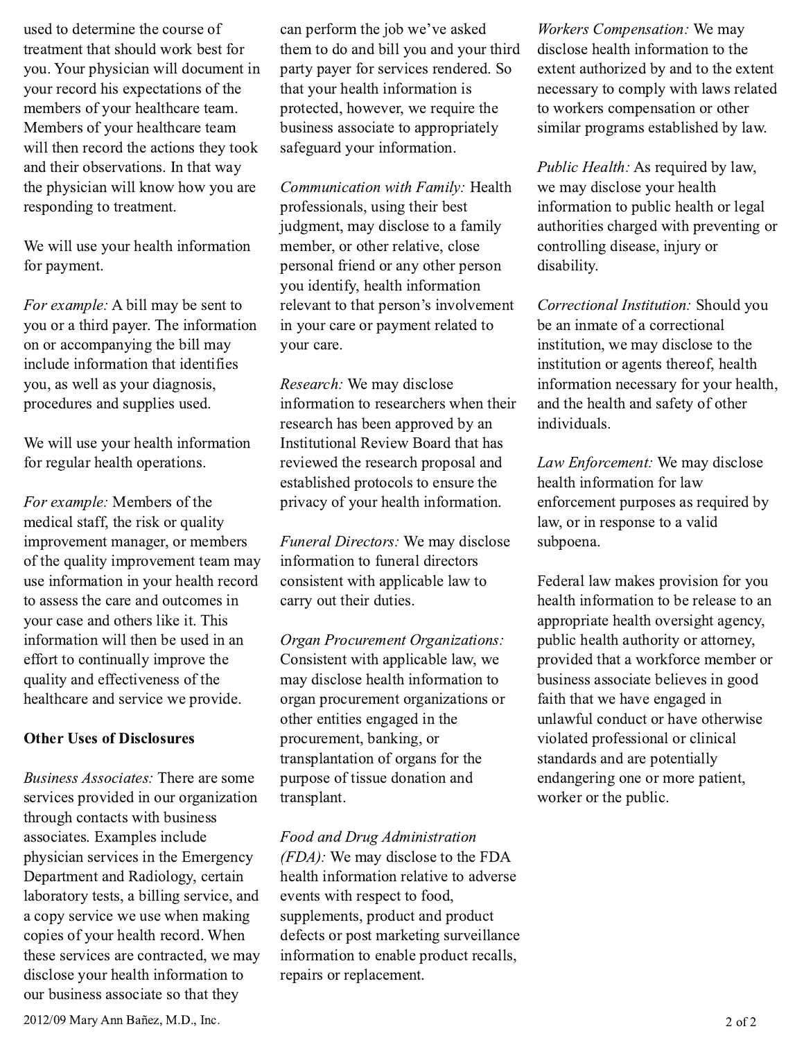used to determine the course of treatment that should work best for you. Your physician will document in your record his expectations of the members of your healthcare team. Members of your healthcare team will then record the actions they took and their observations. In that way the physician will know how you are responding to treatment.

We will use your health information for payment.

*For example:* A bill may be sent to you or a third payer. The information on or accompanying the bill may include information that identifies you, as well as your diagnosis, procedures and supplies used.

We will use your health information for regular health operations.

*For example:* Members of the medical staff, the risk or quality improvement manager, or members of the quality improvement team may use information in your health record to assess the care and outcomes in your case and others like it. This information will then be used in an effort to continually improve the quality and effectiveness of the healthcare and service we provide.

**Other Uses of Disclosures**

*Business Associates:* There are some services provided in our organization through contacts with business associates. Examples include physician services in the Emergency Department and Radiology, certain laboratory tests, a billing service, and a copy service we use when making copies of your health record. When these services are contracted, we may disclose your health information to our business associate so that they can perform the job we've asked them to do and bill you and your third party payer for services rendered. So that your health information is protected, however, we require the business associate to appropriately safeguard your information.

*Communication with Family:* Health professionals, using their best judgment, may disclose to a family member, or other relative, close personal friend or any other person you identify, health information relevant to that person's involvement in your care or payment related to your care.

*Research:* We may disclose information to researchers when their research has been approved by an Institutional Review Board that has reviewed the research proposal and established protocols to ensure the privacy of your health information.

*Funeral Directors:* We may disclose information to funeral directors consistent with applicable law to carry out their duties.

*Organ Procurement Organizations:* Consistent with applicable law, we may disclose health information to organ procurement organizations or other entities engaged in the procurement, banking, or transplantation of organs for the purpose of tissue donation and transplant.

*Food and Drug Administration (FDA):* We may disclose to the FDA health information relative to adverse events with respect to food, supplements, product and product defects or post marketing surveillance information to enable product recalls, repairs or replacement.

*Workers Compensation:* We may disclose health information to the extent authorized by and to the extent necessary to comply with laws related to workers compensation or other similar programs established by law.

*Public Health:* As required by law, we may disclose your health information to public health or legal authorities charged with preventing or controlling disease, injury or disability.

*Correctional Institution:* Should you be an inmate of a correctional institution, we may disclose to the institution or agents thereof, health information necessary for your health, and the health and safety of other individuals.

*Law Enforcement:* We may disclose health information for law enforcement purposes as required by law, or in response to a valid subpoena.

Federal law makes provision for you health information to be release to an appropriate health oversight agency, public health authority or attorney, provided that a workforce member or business associate believes in good faith that we have engaged in unlawful conduct or have otherwise violated professional or clinical standards and are potentially endangering one or more patient, worker or the public.

2012/09 Mary Ann Bañez, M.D., Inc.